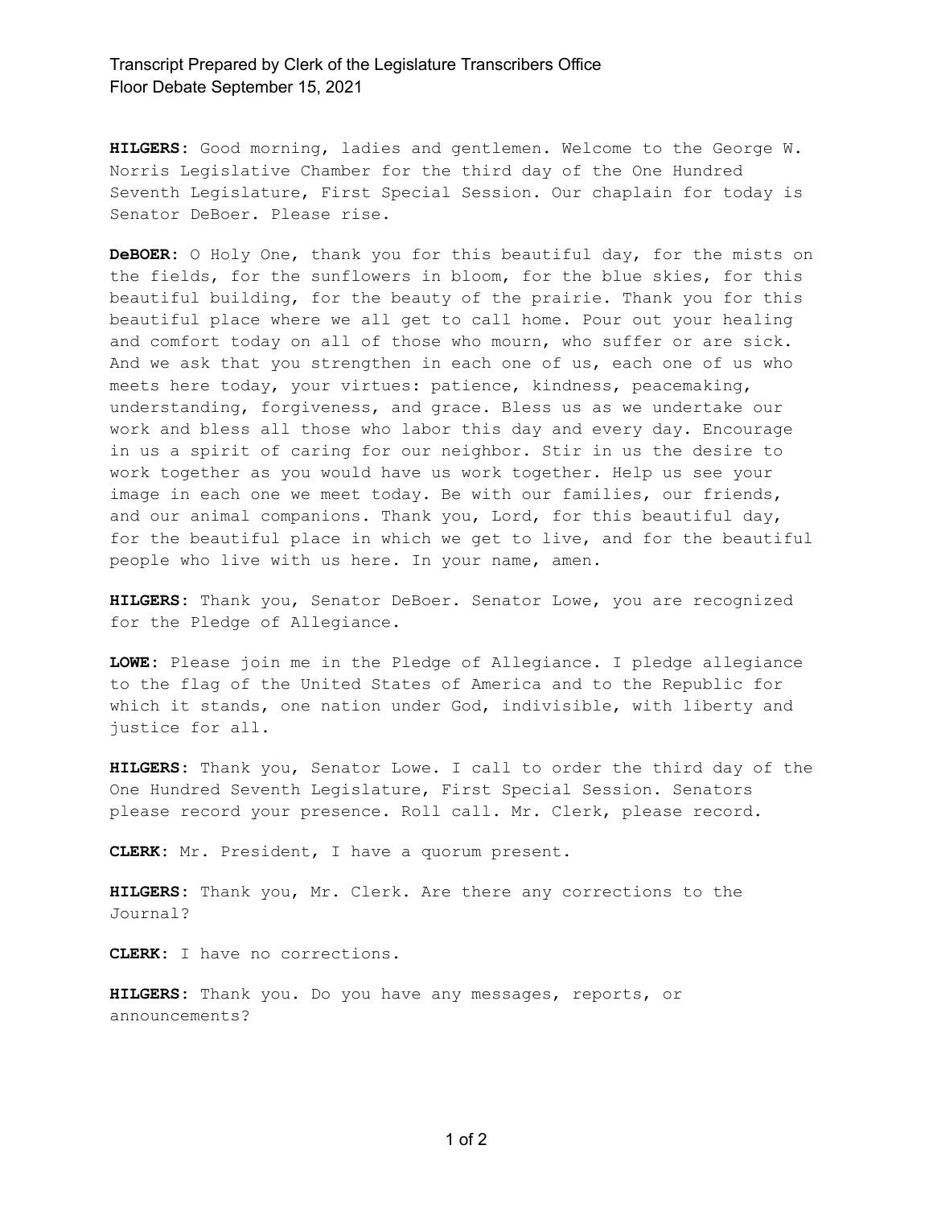**HILGERS:** Good morning, ladies and gentlemen. Welcome to the George W. Norris Legislative Chamber for the third day of the One Hundred Seventh Legislature, First Special Session. Our chaplain for today is Senator DeBoer. Please rise.

**DeBOER:** O Holy One, thank you for this beautiful day, for the mists on the fields, for the sunflowers in bloom, for the blue skies, for this beautiful building, for the beauty of the prairie. Thank you for this beautiful place where we all get to call home. Pour out your healing and comfort today on all of those who mourn, who suffer or are sick. And we ask that you strengthen in each one of us, each one of us who meets here today, your virtues: patience, kindness, peacemaking, understanding, forgiveness, and grace. Bless us as we undertake our work and bless all those who labor this day and every day. Encourage in us a spirit of caring for our neighbor. Stir in us the desire to work together as you would have us work together. Help us see your image in each one we meet today. Be with our families, our friends, and our animal companions. Thank you, Lord, for this beautiful day, for the beautiful place in which we get to live, and for the beautiful people who live with us here. In your name, amen.

**HILGERS:** Thank you, Senator DeBoer. Senator Lowe, you are recognized for the Pledge of Allegiance.

**LOWE:** Please join me in the Pledge of Allegiance. I pledge allegiance to the flag of the United States of America and to the Republic for which it stands, one nation under God, indivisible, with liberty and justice for all.

**HILGERS:** Thank you, Senator Lowe. I call to order the third day of the One Hundred Seventh Legislature, First Special Session. Senators please record your presence. Roll call. Mr. Clerk, please record.

**CLERK:** Mr. President, I have a quorum present.

**HILGERS:** Thank you, Mr. Clerk. Are there any corrections to the Journal?

**CLERK:** I have no corrections.

**HILGERS:** Thank you. Do you have any messages, reports, or announcements?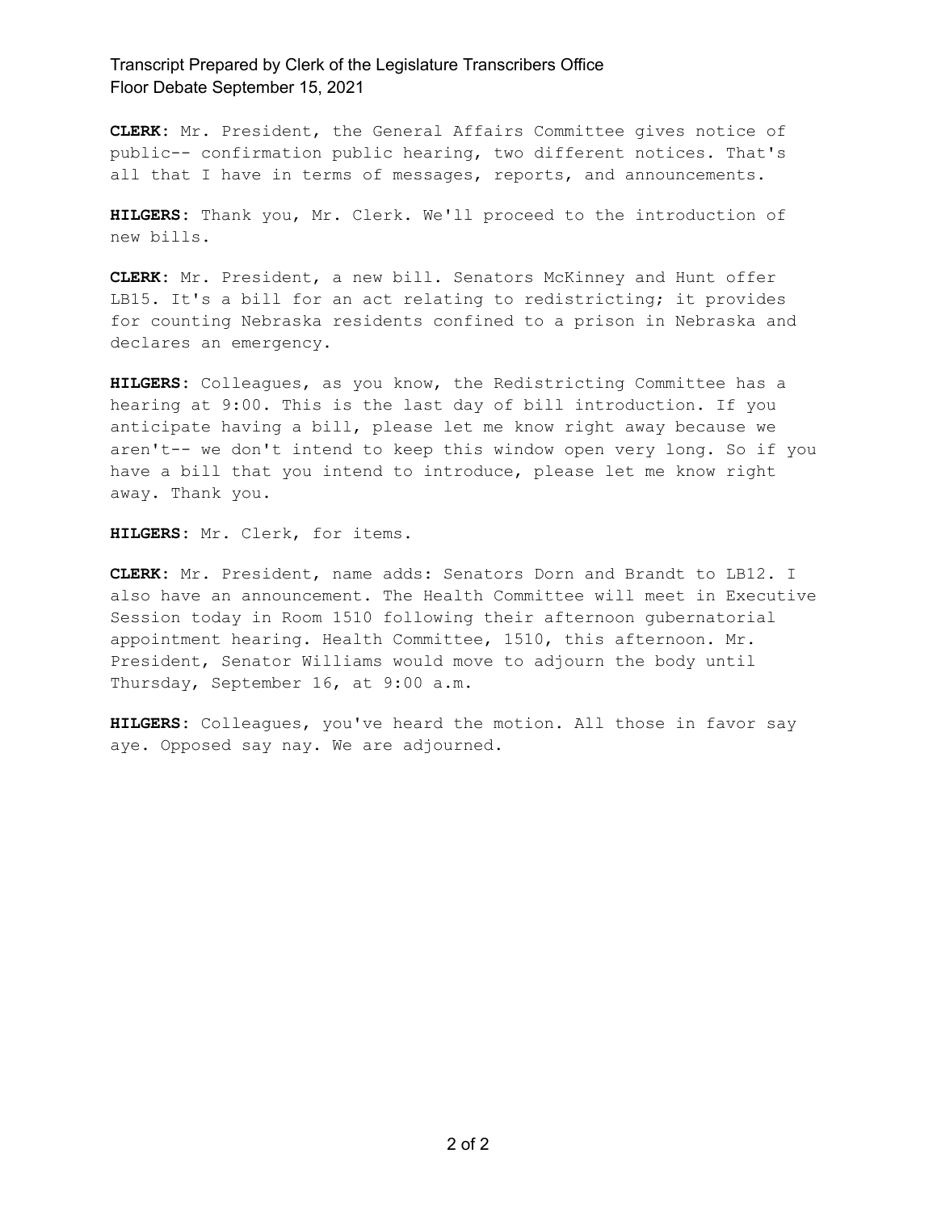**CLERK:** Mr. President, the General Affairs Committee gives notice of public-- confirmation public hearing, two different notices. That's all that I have in terms of messages, reports, and announcements.

**HILGERS:** Thank you, Mr. Clerk. We'll proceed to the introduction of new bills.

**CLERK:** Mr. President, a new bill. Senators McKinney and Hunt offer LB15. It's a bill for an act relating to redistricting; it provides for counting Nebraska residents confined to a prison in Nebraska and declares an emergency.

**HILGERS:** Colleagues, as you know, the Redistricting Committee has a hearing at 9:00. This is the last day of bill introduction. If you anticipate having a bill, please let me know right away because we aren't-- we don't intend to keep this window open very long. So if you have a bill that you intend to introduce, please let me know right away. Thank you.

**HILGERS:** Mr. Clerk, for items.

**CLERK:** Mr. President, name adds: Senators Dorn and Brandt to LB12. I also have an announcement. The Health Committee will meet in Executive Session today in Room 1510 following their afternoon gubernatorial appointment hearing. Health Committee, 1510, this afternoon. Mr. President, Senator Williams would move to adjourn the body until Thursday, September 16, at 9:00 a.m.

**HILGERS:** Colleagues, you've heard the motion. All those in favor say aye. Opposed say nay. We are adjourned.